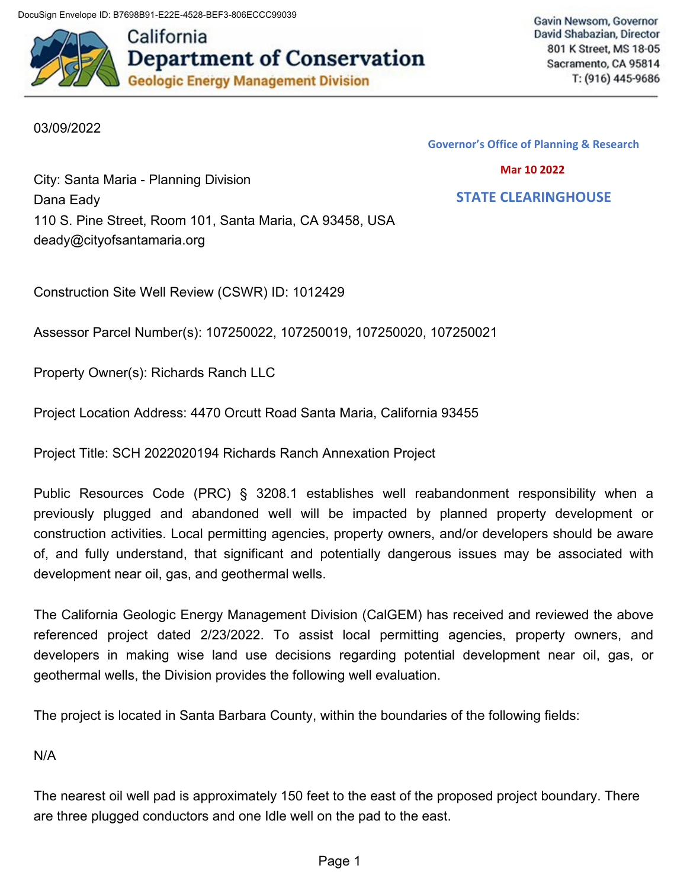DocuSign Envelope ID: B7698B91-E22E-4528-BEF3-806ECCC99039

# California Department of Conservation
## Geologic Energy Management Division

Gavin Newsom, Governor
David Shabazian, Director
801 K Street, MS 18-05
Sacramento, CA 95814
T: (916) 445-9686

03/09/2022

Governor's Office of Planning & Research

Mar 10 2022

STATE CLEARINGHOUSE

City: Santa Maria - Planning Division
Dana Eady
110 S. Pine Street, Room 101, Santa Maria, CA 93458, USA
deady@cityofsantamaria.org

Construction Site Well Review (CSWR) ID: 1012429

Assessor Parcel Number(s): 107250022, 107250019, 107250020, 107250021

Property Owner(s): Richards Ranch LLC

Project Location Address: 4470 Orcutt Road Santa Maria, California 93455

Project Title: SCH 2022020194 Richards Ranch Annexation Project

Public Resources Code (PRC) § 3208.1 establishes well reabandonment responsibility when a previously plugged and abandoned well will be impacted by planned property development or construction activities. Local permitting agencies, property owners, and/or developers should be aware of, and fully understand, that significant and potentially dangerous issues may be associated with development near oil, gas, and geothermal wells.

The California Geologic Energy Management Division (CalGEM) has received and reviewed the above referenced project dated 2/23/2022. To assist local permitting agencies, property owners, and developers in making wise land use decisions regarding potential development near oil, gas, or geothermal wells, the Division provides the following well evaluation.

The project is located in Santa Barbara County, within the boundaries of the following fields:

N/A

The nearest oil well pad is approximately 150 feet to the east of the proposed project boundary. There are three plugged conductors and one Idle well on the pad to the east.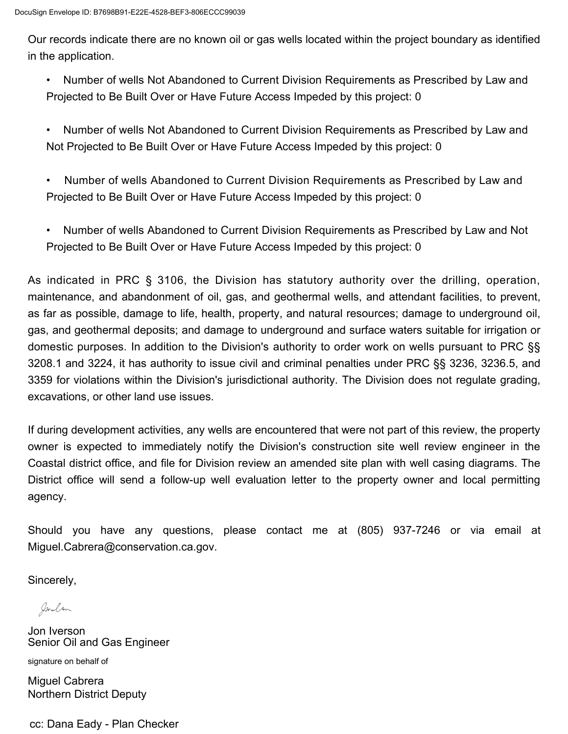Our records indicate there are no known oil or gas wells located within the project boundary as identified in the application.

- Number of wells Not Abandoned to Current Division Requirements as Prescribed by Law and Projected to Be Built Over or Have Future Access Impeded by this project: 0

- Number of wells Not Abandoned to Current Division Requirements as Prescribed by Law and Not Projected to Be Built Over or Have Future Access Impeded by this project: 0

- Number of wells Abandoned to Current Division Requirements as Prescribed by Law and Projected to Be Built Over or Have Future Access Impeded by this project: 0

- Number of wells Abandoned to Current Division Requirements as Prescribed by Law and Not Projected to Be Built Over or Have Future Access Impeded by this project: 0

As indicated in PRC § 3106, the Division has statutory authority over the drilling, operation, maintenance, and abandonment of oil, gas, and geothermal wells, and attendant facilities, to prevent, as far as possible, damage to life, health, property, and natural resources; damage to underground oil, gas, and geothermal deposits; and damage to underground and surface waters suitable for irrigation or domestic purposes. In addition to the Division's authority to order work on wells pursuant to PRC §§ 3208.1 and 3224, it has authority to issue civil and criminal penalties under PRC §§ 3236, 3236.5, and 3359 for violations within the Division's jurisdictional authority. The Division does not regulate grading, excavations, or other land use issues.

If during development activities, any wells are encountered that were not part of this review, the property owner is expected to immediately notify the Division's construction site well review engineer in the Coastal district office, and file for Division review an amended site plan with well casing diagrams. The District office will send a follow-up well evaluation letter to the property owner and local permitting agency.

Should you have any questions, please contact me at (805) 937-7246 or via email at Miguel.Cabrera@conservation.ca.gov.

Sincerely,

Jon Iverson
Senior Oil and Gas Engineer

signature on behalf of

Miguel Cabrera
Northern District Deputy

cc: Dana Eady - Plan Checker